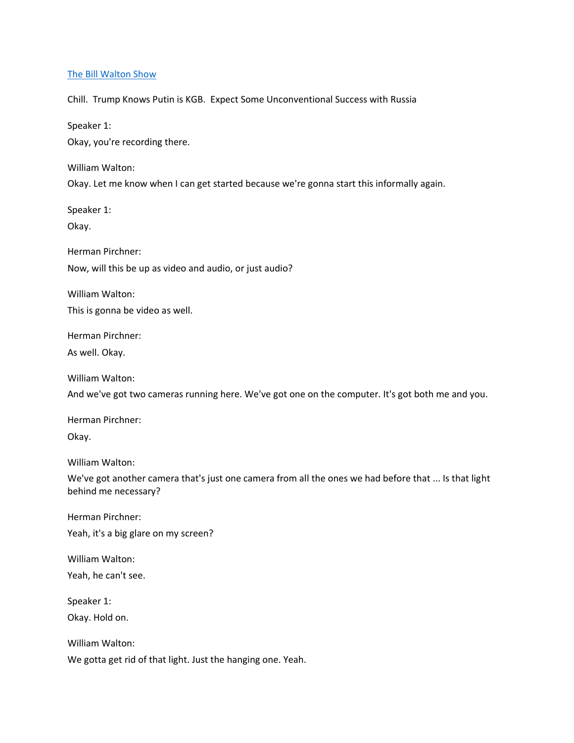[The Bill Walton Show]

Chill. Trump Knows Putin is KGB. Expect Some Unconventional Success with Russia

Speaker 1:

Okay, you're recording there.

William Walton:

Okay. Let me know when I can get started because we're gonna start this informally again.

Speaker 1:

Okay.

Herman Pirchner:

Now, will this be up as video and audio, or just audio?

William Walton:

This is gonna be video as well.

Herman Pirchner:

As well. Okay.

William Walton:

And we've got two cameras running here. We've got one on the computer. It's got both me and you.

Herman Pirchner:

Okay.

William Walton:

We've got another camera that's just one camera from all the ones we had before that ... Is that light behind me necessary?

Herman Pirchner:

Yeah, it's a big glare on my screen?

William Walton:

Yeah, he can't see.

Speaker 1:

Okay. Hold on.

William Walton:

We gotta get rid of that light. Just the hanging one. Yeah.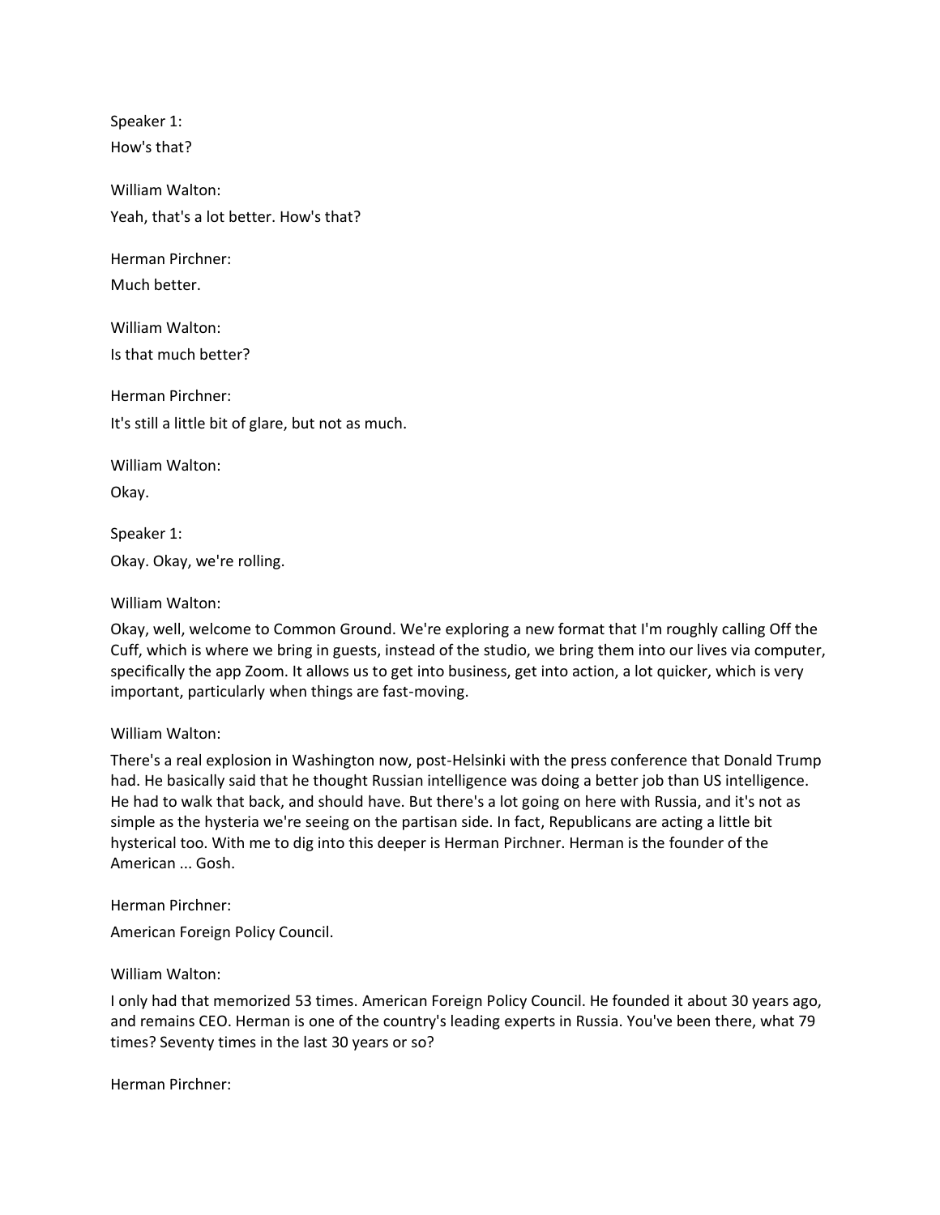Speaker 1:

How's that?

William Walton:

Yeah, that's a lot better. How's that?

Herman Pirchner:

Much better.

William Walton:

Is that much better?

Herman Pirchner:

It's still a little bit of glare, but not as much.

William Walton:

Okay.

Speaker 1:

Okay. Okay, we're rolling.

William Walton:

Okay, well, welcome to Common Ground. We're exploring a new format that I'm roughly calling Off the Cuff, which is where we bring in guests, instead of the studio, we bring them into our lives via computer, specifically the app Zoom. It allows us to get into business, get into action, a lot quicker, which is very important, particularly when things are fast-moving.

William Walton:

There's a real explosion in Washington now, post-Helsinki with the press conference that Donald Trump had. He basically said that he thought Russian intelligence was doing a better job than US intelligence. He had to walk that back, and should have. But there's a lot going on here with Russia, and it's not as simple as the hysteria we're seeing on the partisan side. In fact, Republicans are acting a little bit hysterical too. With me to dig into this deeper is Herman Pirchner. Herman is the founder of the American ... Gosh.

Herman Pirchner:

American Foreign Policy Council.

William Walton:

I only had that memorized 53 times. American Foreign Policy Council. He founded it about 30 years ago, and remains CEO. Herman is one of the country's leading experts in Russia. You've been there, what 79 times? Seventy times in the last 30 years or so?

Herman Pirchner: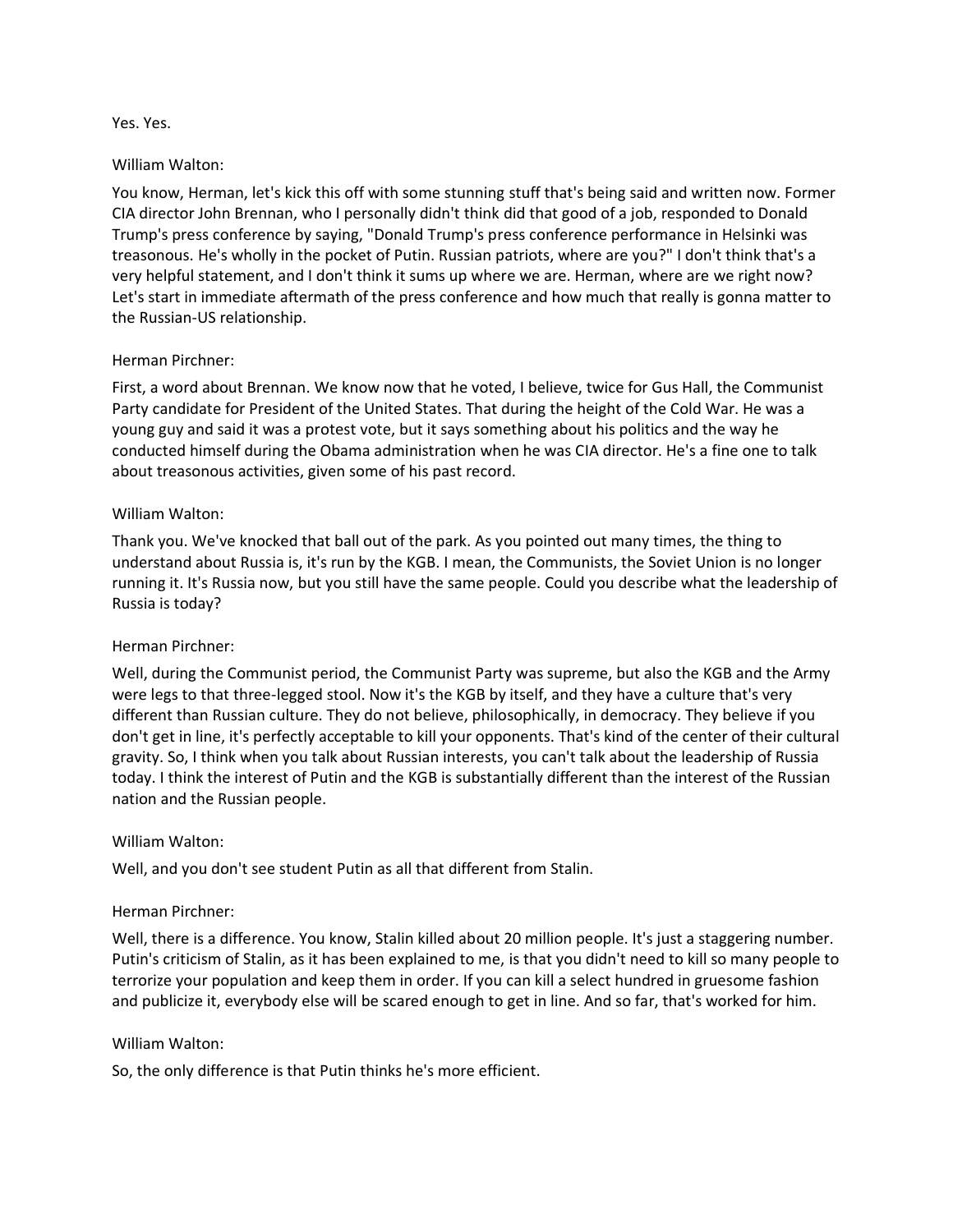Yes. Yes.

William Walton:

You know, Herman, let's kick this off with some stunning stuff that's being said and written now. Former CIA director John Brennan, who I personally didn't think did that good of a job, responded to Donald Trump's press conference by saying, "Donald Trump's press conference performance in Helsinki was treasonous. He's wholly in the pocket of Putin. Russian patriots, where are you?" I don't think that's a very helpful statement, and I don't think it sums up where we are. Herman, where are we right now? Let's start in immediate aftermath of the press conference and how much that really is gonna matter to the Russian-US relationship.

Herman Pirchner:

First, a word about Brennan. We know now that he voted, I believe, twice for Gus Hall, the Communist Party candidate for President of the United States. That during the height of the Cold War. He was a young guy and said it was a protest vote, but it says something about his politics and the way he conducted himself during the Obama administration when he was CIA director. He's a fine one to talk about treasonous activities, given some of his past record.

William Walton:

Thank you. We've knocked that ball out of the park. As you pointed out many times, the thing to understand about Russia is, it's run by the KGB. I mean, the Communists, the Soviet Union is no longer running it. It's Russia now, but you still have the same people. Could you describe what the leadership of Russia is today?

Herman Pirchner:

Well, during the Communist period, the Communist Party was supreme, but also the KGB and the Army were legs to that three-legged stool. Now it's the KGB by itself, and they have a culture that's very different than Russian culture. They do not believe, philosophically, in democracy. They believe if you don't get in line, it's perfectly acceptable to kill your opponents. That's kind of the center of their cultural gravity. So, I think when you talk about Russian interests, you can't talk about the leadership of Russia today. I think the interest of Putin and the KGB is substantially different than the interest of the Russian nation and the Russian people.

William Walton:

Well, and you don't see student Putin as all that different from Stalin.

Herman Pirchner:

Well, there is a difference. You know, Stalin killed about 20 million people. It's just a staggering number. Putin's criticism of Stalin, as it has been explained to me, is that you didn't need to kill so many people to terrorize your population and keep them in order. If you can kill a select hundred in gruesome fashion and publicize it, everybody else will be scared enough to get in line. And so far, that's worked for him.

William Walton:

So, the only difference is that Putin thinks he's more efficient.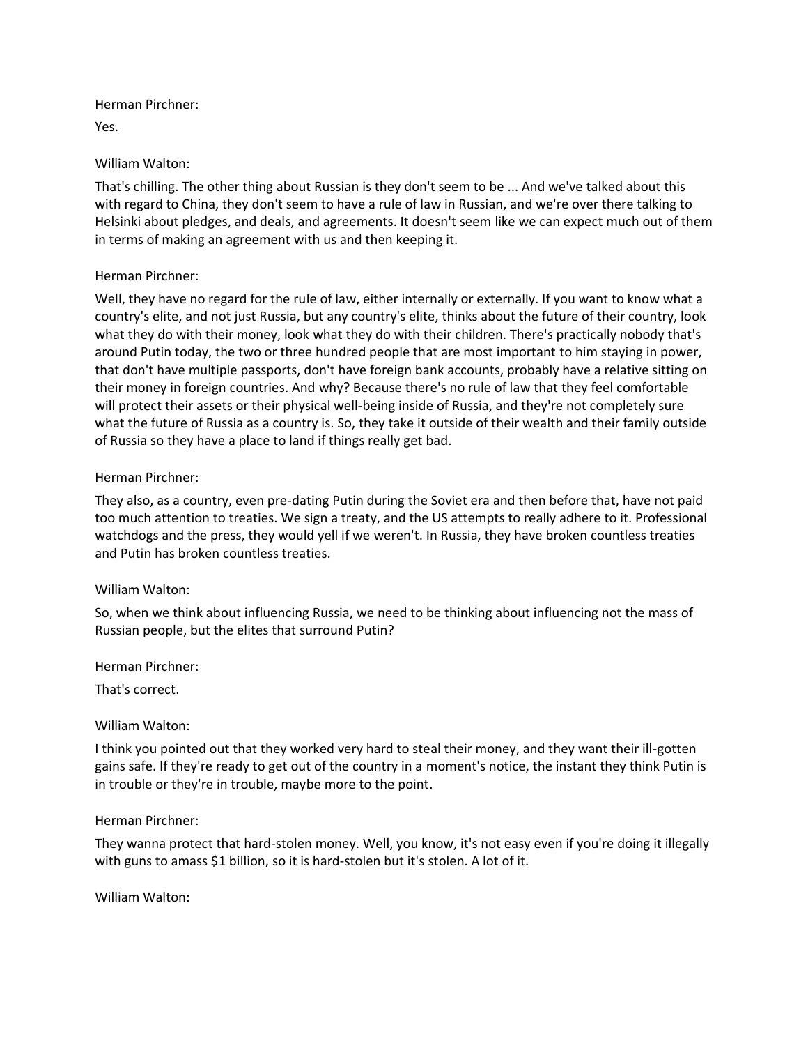Herman Pirchner:

Yes.

William Walton:

That's chilling. The other thing about Russian is they don't seem to be ... And we've talked about this with regard to China, they don't seem to have a rule of law in Russian, and we're over there talking to Helsinki about pledges, and deals, and agreements. It doesn't seem like we can expect much out of them in terms of making an agreement with us and then keeping it.

Herman Pirchner:

Well, they have no regard for the rule of law, either internally or externally. If you want to know what a country's elite, and not just Russia, but any country's elite, thinks about the future of their country, look what they do with their money, look what they do with their children. There's practically nobody that's around Putin today, the two or three hundred people that are most important to him staying in power, that don't have multiple passports, don't have foreign bank accounts, probably have a relative sitting on their money in foreign countries. And why? Because there's no rule of law that they feel comfortable will protect their assets or their physical well-being inside of Russia, and they're not completely sure what the future of Russia as a country is. So, they take it outside of their wealth and their family outside of Russia so they have a place to land if things really get bad.

Herman Pirchner:

They also, as a country, even pre-dating Putin during the Soviet era and then before that, have not paid too much attention to treaties. We sign a treaty, and the US attempts to really adhere to it. Professional watchdogs and the press, they would yell if we weren't. In Russia, they have broken countless treaties and Putin has broken countless treaties.

William Walton:

So, when we think about influencing Russia, we need to be thinking about influencing not the mass of Russian people, but the elites that surround Putin?

Herman Pirchner:

That's correct.

William Walton:

I think you pointed out that they worked very hard to steal their money, and they want their ill-gotten gains safe. If they're ready to get out of the country in a moment's notice, the instant they think Putin is in trouble or they're in trouble, maybe more to the point.

Herman Pirchner:

They wanna protect that hard-stolen money. Well, you know, it's not easy even if you're doing it illegally with guns to amass $1 billion, so it is hard-stolen but it's stolen. A lot of it.

William Walton: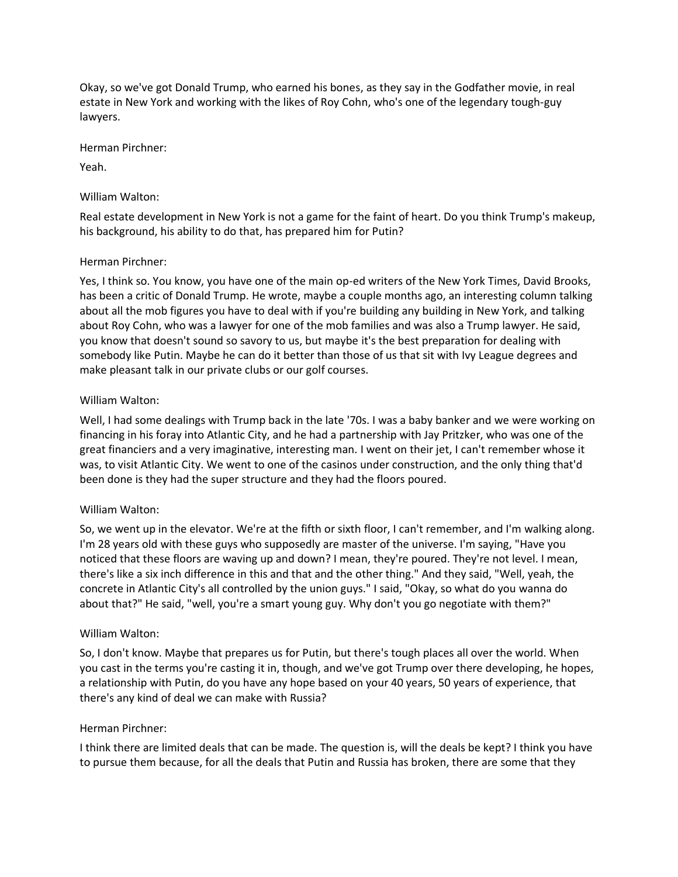Okay, so we've got Donald Trump, who earned his bones, as they say in the Godfather movie, in real estate in New York and working with the likes of Roy Cohn, who's one of the legendary tough-guy lawyers.

Herman Pirchner:

Yeah.

William Walton:

Real estate development in New York is not a game for the faint of heart. Do you think Trump's makeup, his background, his ability to do that, has prepared him for Putin?

Herman Pirchner:

Yes, I think so. You know, you have one of the main op-ed writers of the New York Times, David Brooks, has been a critic of Donald Trump. He wrote, maybe a couple months ago, an interesting column talking about all the mob figures you have to deal with if you're building any building in New York, and talking about Roy Cohn, who was a lawyer for one of the mob families and was also a Trump lawyer. He said, you know that doesn't sound so savory to us, but maybe it's the best preparation for dealing with somebody like Putin. Maybe he can do it better than those of us that sit with Ivy League degrees and make pleasant talk in our private clubs or our golf courses.

William Walton:

Well, I had some dealings with Trump back in the late '70s. I was a baby banker and we were working on financing in his foray into Atlantic City, and he had a partnership with Jay Pritzker, who was one of the great financiers and a very imaginative, interesting man. I went on their jet, I can't remember whose it was, to visit Atlantic City. We went to one of the casinos under construction, and the only thing that'd been done is they had the super structure and they had the floors poured.

William Walton:

So, we went up in the elevator. We're at the fifth or sixth floor, I can't remember, and I'm walking along. I'm 28 years old with these guys who supposedly are master of the universe. I'm saying, "Have you noticed that these floors are waving up and down? I mean, they're poured. They're not level. I mean, there's like a six inch difference in this and that and the other thing." And they said, "Well, yeah, the concrete in Atlantic City's all controlled by the union guys." I said, "Okay, so what do you wanna do about that?" He said, "well, you're a smart young guy. Why don't you go negotiate with them?"

William Walton:

So, I don't know. Maybe that prepares us for Putin, but there's tough places all over the world. When you cast in the terms you're casting it in, though, and we've got Trump over there developing, he hopes, a relationship with Putin, do you have any hope based on your 40 years, 50 years of experience, that there's any kind of deal we can make with Russia?

Herman Pirchner:

I think there are limited deals that can be made. The question is, will the deals be kept? I think you have to pursue them because, for all the deals that Putin and Russia has broken, there are some that they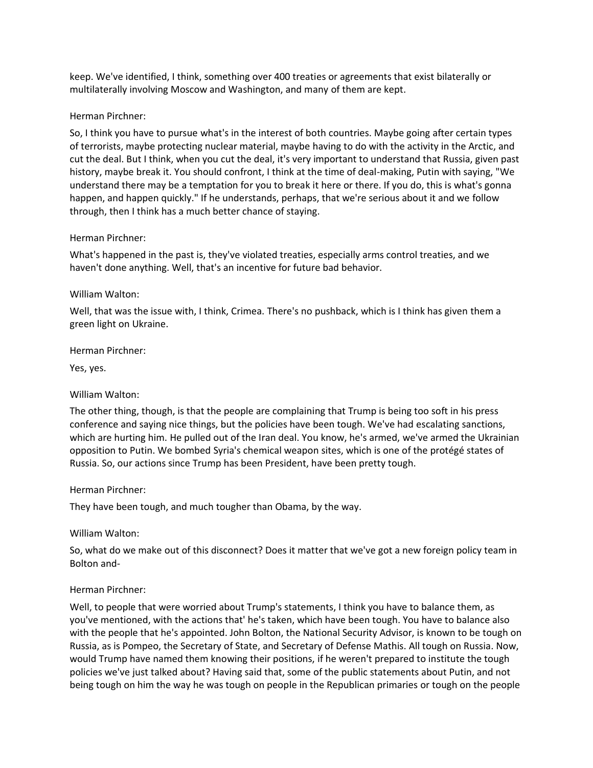keep. We've identified, I think, something over 400 treaties or agreements that exist bilaterally or multilaterally involving Moscow and Washington, and many of them are kept.

Herman Pirchner:

So, I think you have to pursue what's in the interest of both countries. Maybe going after certain types of terrorists, maybe protecting nuclear material, maybe having to do with the activity in the Arctic, and cut the deal. But I think, when you cut the deal, it's very important to understand that Russia, given past history, maybe break it. You should confront, I think at the time of deal-making, Putin with saying, "We understand there may be a temptation for you to break it here or there. If you do, this is what's gonna happen, and happen quickly." If he understands, perhaps, that we're serious about it and we follow through, then I think has a much better chance of staying.

Herman Pirchner:

What's happened in the past is, they've violated treaties, especially arms control treaties, and we haven't done anything. Well, that's an incentive for future bad behavior.

William Walton:

Well, that was the issue with, I think, Crimea. There's no pushback, which is I think has given them a green light on Ukraine.

Herman Pirchner:

Yes, yes.

William Walton:

The other thing, though, is that the people are complaining that Trump is being too soft in his press conference and saying nice things, but the policies have been tough. We've had escalating sanctions, which are hurting him. He pulled out of the Iran deal. You know, he's armed, we've armed the Ukrainian opposition to Putin. We bombed Syria's chemical weapon sites, which is one of the protégé states of Russia. So, our actions since Trump has been President, have been pretty tough.

Herman Pirchner:

They have been tough, and much tougher than Obama, by the way.

William Walton:

So, what do we make out of this disconnect? Does it matter that we've got a new foreign policy team in Bolton and-

Herman Pirchner:

Well, to people that were worried about Trump's statements, I think you have to balance them, as you've mentioned, with the actions that' he's taken, which have been tough. You have to balance also with the people that he's appointed. John Bolton, the National Security Advisor, is known to be tough on Russia, as is Pompeo, the Secretary of State, and Secretary of Defense Mathis. All tough on Russia. Now, would Trump have named them knowing their positions, if he weren't prepared to institute the tough policies we've just talked about? Having said that, some of the public statements about Putin, and not being tough on him the way he was tough on people in the Republican primaries or tough on the people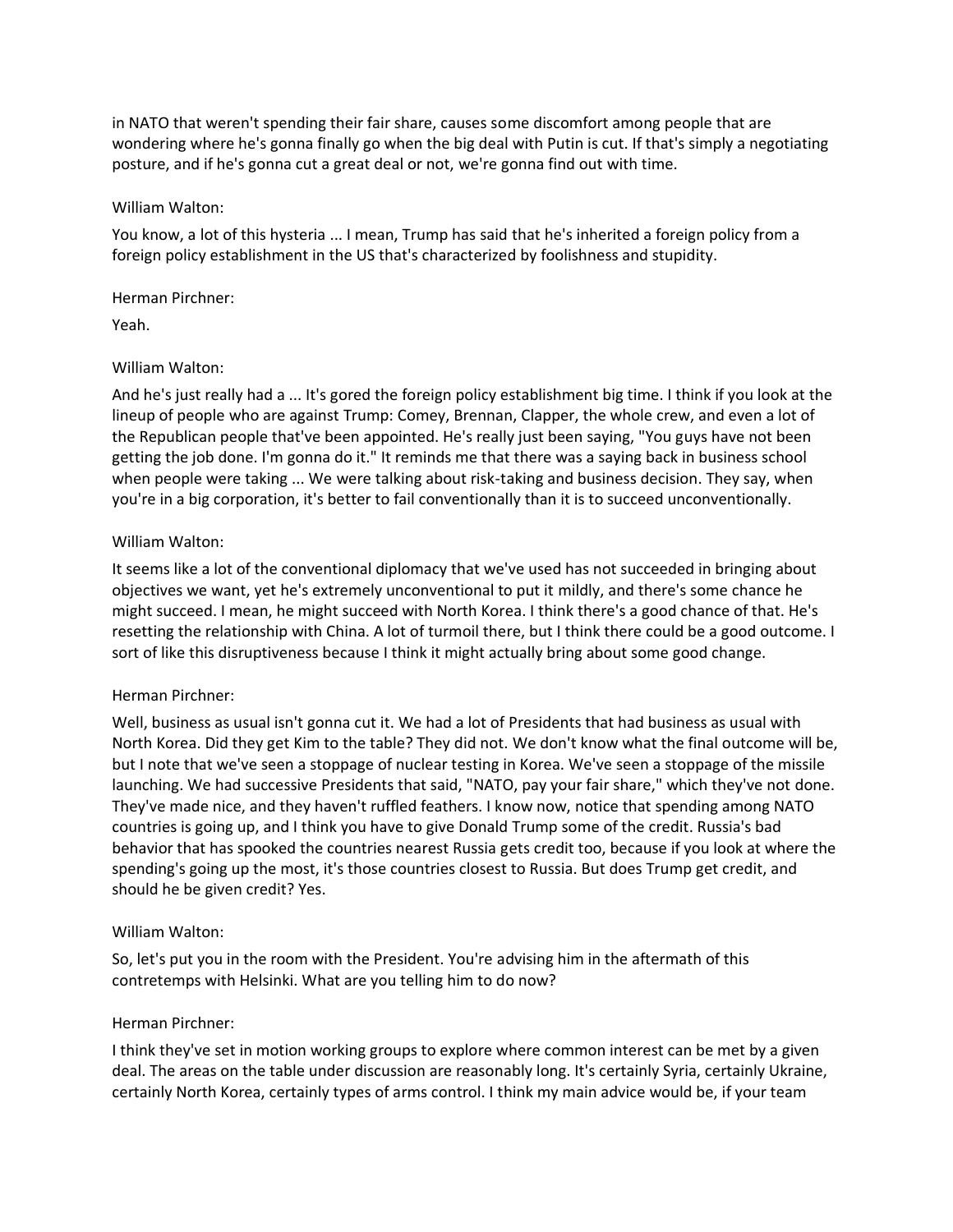in NATO that weren't spending their fair share, causes some discomfort among people that are wondering where he's gonna finally go when the big deal with Putin is cut. If that's simply a negotiating posture, and if he's gonna cut a great deal or not, we're gonna find out with time.

William Walton:

You know, a lot of this hysteria ... I mean, Trump has said that he's inherited a foreign policy from a foreign policy establishment in the US that's characterized by foolishness and stupidity.

Herman Pirchner:

Yeah.

William Walton:

And he's just really had a ... It's gored the foreign policy establishment big time. I think if you look at the lineup of people who are against Trump: Comey, Brennan, Clapper, the whole crew, and even a lot of the Republican people that've been appointed. He's really just been saying, "You guys have not been getting the job done. I'm gonna do it." It reminds me that there was a saying back in business school when people were taking ... We were talking about risk-taking and business decision. They say, when you're in a big corporation, it's better to fail conventionally than it is to succeed unconventionally.

William Walton:

It seems like a lot of the conventional diplomacy that we've used has not succeeded in bringing about objectives we want, yet he's extremely unconventional to put it mildly, and there's some chance he might succeed. I mean, he might succeed with North Korea. I think there's a good chance of that. He's resetting the relationship with China. A lot of turmoil there, but I think there could be a good outcome. I sort of like this disruptiveness because I think it might actually bring about some good change.

Herman Pirchner:

Well, business as usual isn't gonna cut it. We had a lot of Presidents that had business as usual with North Korea. Did they get Kim to the table? They did not. We don't know what the final outcome will be, but I note that we've seen a stoppage of nuclear testing in Korea. We've seen a stoppage of the missile launching. We had successive Presidents that said, "NATO, pay your fair share," which they've not done. They've made nice, and they haven't ruffled feathers. I know now, notice that spending among NATO countries is going up, and I think you have to give Donald Trump some of the credit. Russia's bad behavior that has spooked the countries nearest Russia gets credit too, because if you look at where the spending's going up the most, it's those countries closest to Russia. But does Trump get credit, and should he be given credit? Yes.

William Walton:

So, let's put you in the room with the President. You're advising him in the aftermath of this contretemps with Helsinki. What are you telling him to do now?

Herman Pirchner:

I think they've set in motion working groups to explore where common interest can be met by a given deal. The areas on the table under discussion are reasonably long. It's certainly Syria, certainly Ukraine, certainly North Korea, certainly types of arms control. I think my main advice would be, if your team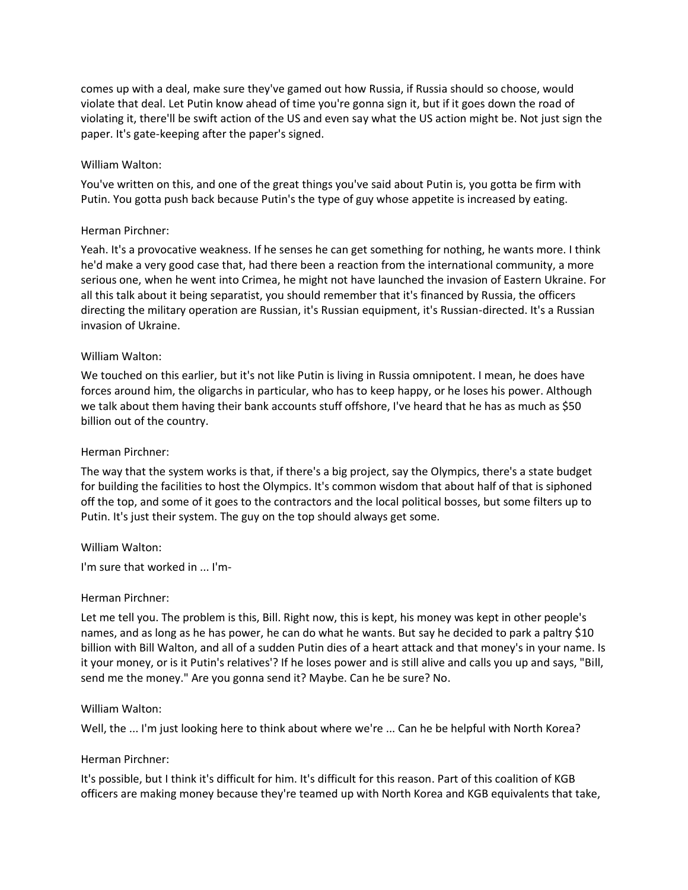comes up with a deal, make sure they've gamed out how Russia, if Russia should so choose, would violate that deal. Let Putin know ahead of time you're gonna sign it, but if it goes down the road of violating it, there'll be swift action of the US and even say what the US action might be. Not just sign the paper. It's gate-keeping after the paper's signed.

William Walton:

You've written on this, and one of the great things you've said about Putin is, you gotta be firm with Putin. You gotta push back because Putin's the type of guy whose appetite is increased by eating.

Herman Pirchner:

Yeah. It's a provocative weakness. If he senses he can get something for nothing, he wants more. I think he'd make a very good case that, had there been a reaction from the international community, a more serious one, when he went into Crimea, he might not have launched the invasion of Eastern Ukraine. For all this talk about it being separatist, you should remember that it's financed by Russia, the officers directing the military operation are Russian, it's Russian equipment, it's Russian-directed. It's a Russian invasion of Ukraine.

William Walton:

We touched on this earlier, but it's not like Putin is living in Russia omnipotent. I mean, he does have forces around him, the oligarchs in particular, who has to keep happy, or he loses his power. Although we talk about them having their bank accounts stuff offshore, I've heard that he has as much as $50 billion out of the country.

Herman Pirchner:

The way that the system works is that, if there's a big project, say the Olympics, there's a state budget for building the facilities to host the Olympics. It's common wisdom that about half of that is siphoned off the top, and some of it goes to the contractors and the local political bosses, but some filters up to Putin. It's just their system. The guy on the top should always get some.

William Walton:

I'm sure that worked in ... I'm-

Herman Pirchner:

Let me tell you. The problem is this, Bill. Right now, this is kept, his money was kept in other people's names, and as long as he has power, he can do what he wants. But say he decided to park a paltry $10 billion with Bill Walton, and all of a sudden Putin dies of a heart attack and that money's in your name. Is it your money, or is it Putin's relatives'? If he loses power and is still alive and calls you up and says, "Bill, send me the money." Are you gonna send it? Maybe. Can he be sure? No.

William Walton:

Well, the ... I'm just looking here to think about where we're ... Can he be helpful with North Korea?

Herman Pirchner:

It's possible, but I think it's difficult for him. It's difficult for this reason. Part of this coalition of KGB officers are making money because they're teamed up with North Korea and KGB equivalents that take,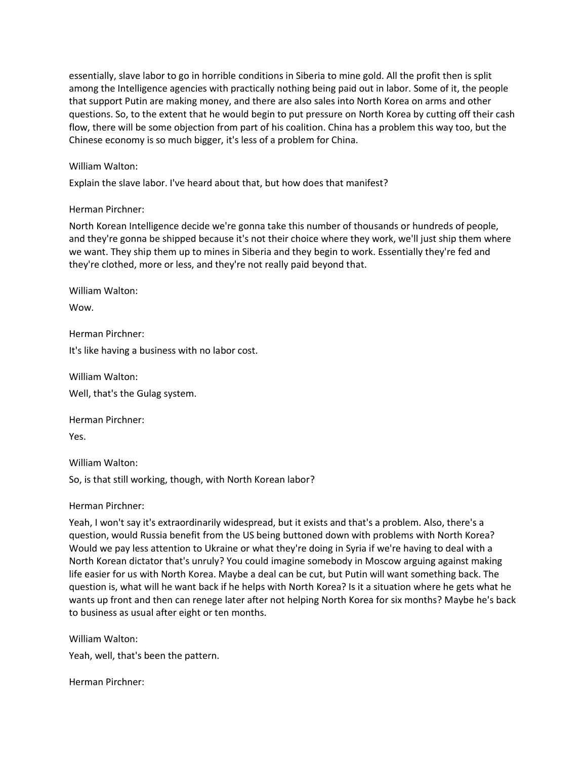essentially, slave labor to go in horrible conditions in Siberia to mine gold. All the profit then is split among the Intelligence agencies with practically nothing being paid out in labor. Some of it, the people that support Putin are making money, and there are also sales into North Korea on arms and other questions. So, to the extent that he would begin to put pressure on North Korea by cutting off their cash flow, there will be some objection from part of his coalition. China has a problem this way too, but the Chinese economy is so much bigger, it's less of a problem for China.

William Walton:

Explain the slave labor. I've heard about that, but how does that manifest?

Herman Pirchner:

North Korean Intelligence decide we're gonna take this number of thousands or hundreds of people, and they're gonna be shipped because it's not their choice where they work, we'll just ship them where we want. They ship them up to mines in Siberia and they begin to work. Essentially they're fed and they're clothed, more or less, and they're not really paid beyond that.

William Walton:

Wow.

Herman Pirchner:

It's like having a business with no labor cost.

William Walton:

Well, that's the Gulag system.

Herman Pirchner:

Yes.

William Walton:

So, is that still working, though, with North Korean labor?

Herman Pirchner:

Yeah, I won't say it's extraordinarily widespread, but it exists and that's a problem. Also, there's a question, would Russia benefit from the US being buttoned down with problems with North Korea? Would we pay less attention to Ukraine or what they're doing in Syria if we're having to deal with a North Korean dictator that's unruly? You could imagine somebody in Moscow arguing against making life easier for us with North Korea. Maybe a deal can be cut, but Putin will want something back. The question is, what will he want back if he helps with North Korea? Is it a situation where he gets what he wants up front and then can renege later after not helping North Korea for six months? Maybe he's back to business as usual after eight or ten months.

William Walton:

Yeah, well, that's been the pattern.

Herman Pirchner: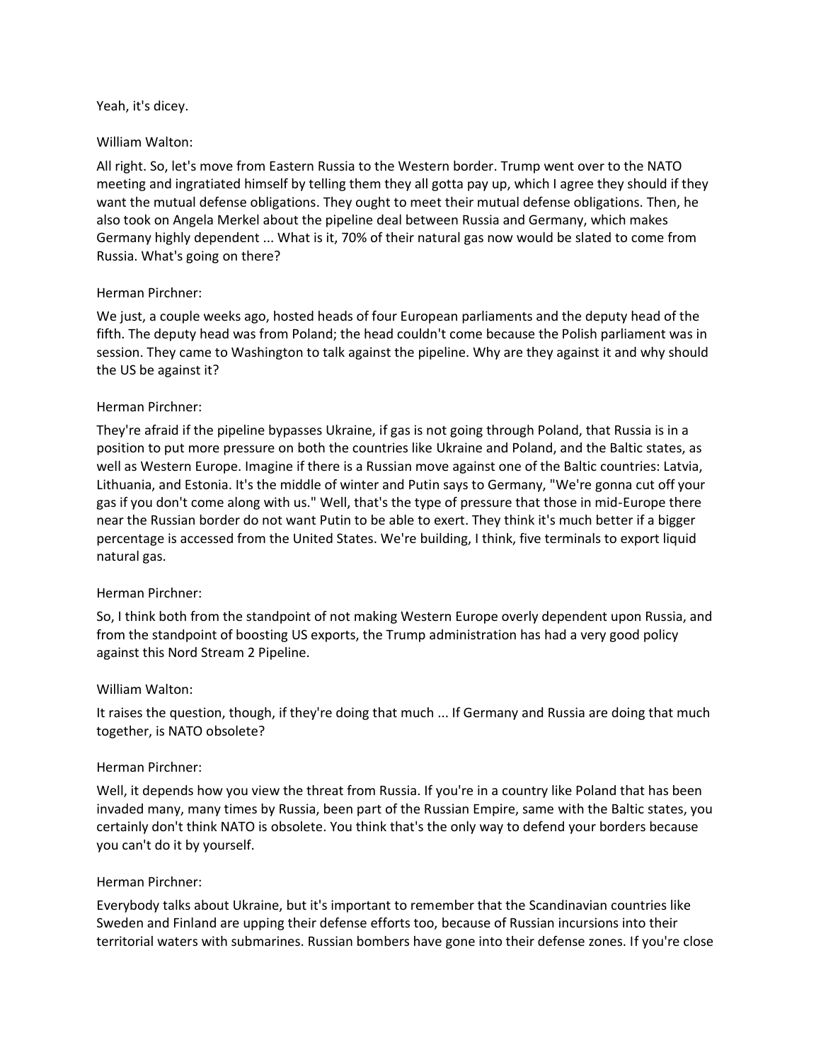Yeah, it's dicey.

William Walton:

All right. So, let's move from Eastern Russia to the Western border. Trump went over to the NATO meeting and ingratiated himself by telling them they all gotta pay up, which I agree they should if they want the mutual defense obligations. They ought to meet their mutual defense obligations. Then, he also took on Angela Merkel about the pipeline deal between Russia and Germany, which makes Germany highly dependent ... What is it, 70% of their natural gas now would be slated to come from Russia. What's going on there?

Herman Pirchner:

We just, a couple weeks ago, hosted heads of four European parliaments and the deputy head of the fifth. The deputy head was from Poland; the head couldn't come because the Polish parliament was in session. They came to Washington to talk against the pipeline. Why are they against it and why should the US be against it?

Herman Pirchner:

They're afraid if the pipeline bypasses Ukraine, if gas is not going through Poland, that Russia is in a position to put more pressure on both the countries like Ukraine and Poland, and the Baltic states, as well as Western Europe. Imagine if there is a Russian move against one of the Baltic countries: Latvia, Lithuania, and Estonia. It's the middle of winter and Putin says to Germany, "We're gonna cut off your gas if you don't come along with us." Well, that's the type of pressure that those in mid-Europe there near the Russian border do not want Putin to be able to exert. They think it's much better if a bigger percentage is accessed from the United States. We're building, I think, five terminals to export liquid natural gas.

Herman Pirchner:

So, I think both from the standpoint of not making Western Europe overly dependent upon Russia, and from the standpoint of boosting US exports, the Trump administration has had a very good policy against this Nord Stream 2 Pipeline.

William Walton:

It raises the question, though, if they're doing that much ... If Germany and Russia are doing that much together, is NATO obsolete?

Herman Pirchner:

Well, it depends how you view the threat from Russia. If you're in a country like Poland that has been invaded many, many times by Russia, been part of the Russian Empire, same with the Baltic states, you certainly don't think NATO is obsolete. You think that's the only way to defend your borders because you can't do it by yourself.

Herman Pirchner:

Everybody talks about Ukraine, but it's important to remember that the Scandinavian countries like Sweden and Finland are upping their defense efforts too, because of Russian incursions into their territorial waters with submarines. Russian bombers have gone into their defense zones. If you're close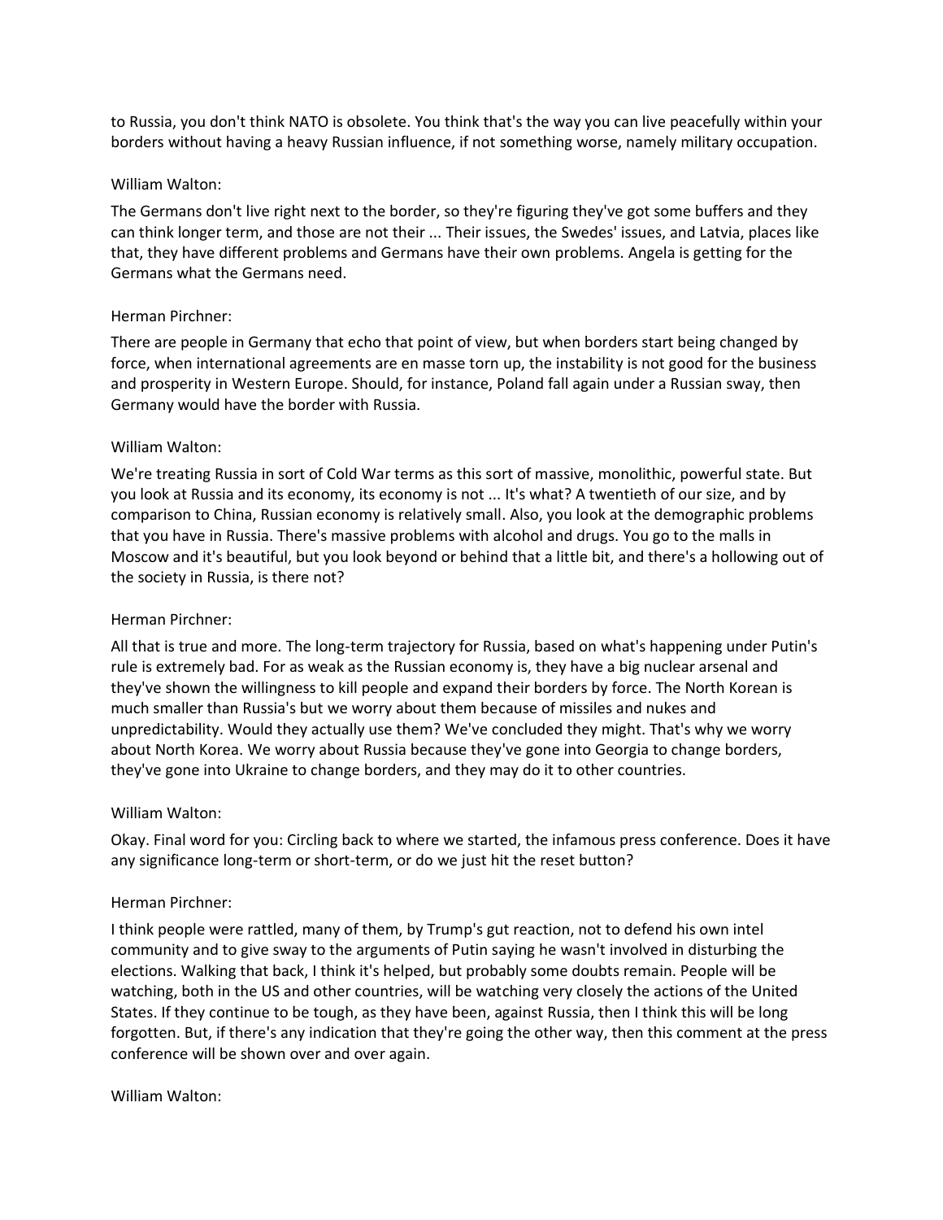to Russia, you don't think NATO is obsolete. You think that's the way you can live peacefully within your borders without having a heavy Russian influence, if not something worse, namely military occupation.

William Walton:

The Germans don't live right next to the border, so they're figuring they've got some buffers and they can think longer term, and those are not their ... Their issues, the Swedes' issues, and Latvia, places like that, they have different problems and Germans have their own problems. Angela is getting for the Germans what the Germans need.

Herman Pirchner:

There are people in Germany that echo that point of view, but when borders start being changed by force, when international agreements are en masse torn up, the instability is not good for the business and prosperity in Western Europe. Should, for instance, Poland fall again under a Russian sway, then Germany would have the border with Russia.

William Walton:

We're treating Russia in sort of Cold War terms as this sort of massive, monolithic, powerful state. But you look at Russia and its economy, its economy is not ... It's what? A twentieth of our size, and by comparison to China, Russian economy is relatively small. Also, you look at the demographic problems that you have in Russia. There's massive problems with alcohol and drugs. You go to the malls in Moscow and it's beautiful, but you look beyond or behind that a little bit, and there's a hollowing out of the society in Russia, is there not?

Herman Pirchner:

All that is true and more. The long-term trajectory for Russia, based on what's happening under Putin's rule is extremely bad. For as weak as the Russian economy is, they have a big nuclear arsenal and they've shown the willingness to kill people and expand their borders by force. The North Korean is much smaller than Russia's but we worry about them because of missiles and nukes and unpredictability. Would they actually use them? We've concluded they might. That's why we worry about North Korea. We worry about Russia because they've gone into Georgia to change borders, they've gone into Ukraine to change borders, and they may do it to other countries.

William Walton:

Okay. Final word for you: Circling back to where we started, the infamous press conference. Does it have any significance long-term or short-term, or do we just hit the reset button?

Herman Pirchner:

I think people were rattled, many of them, by Trump's gut reaction, not to defend his own intel community and to give sway to the arguments of Putin saying he wasn't involved in disturbing the elections. Walking that back, I think it's helped, but probably some doubts remain. People will be watching, both in the US and other countries, will be watching very closely the actions of the United States. If they continue to be tough, as they have been, against Russia, then I think this will be long forgotten. But, if there's any indication that they're going the other way, then this comment at the press conference will be shown over and over again.

William Walton: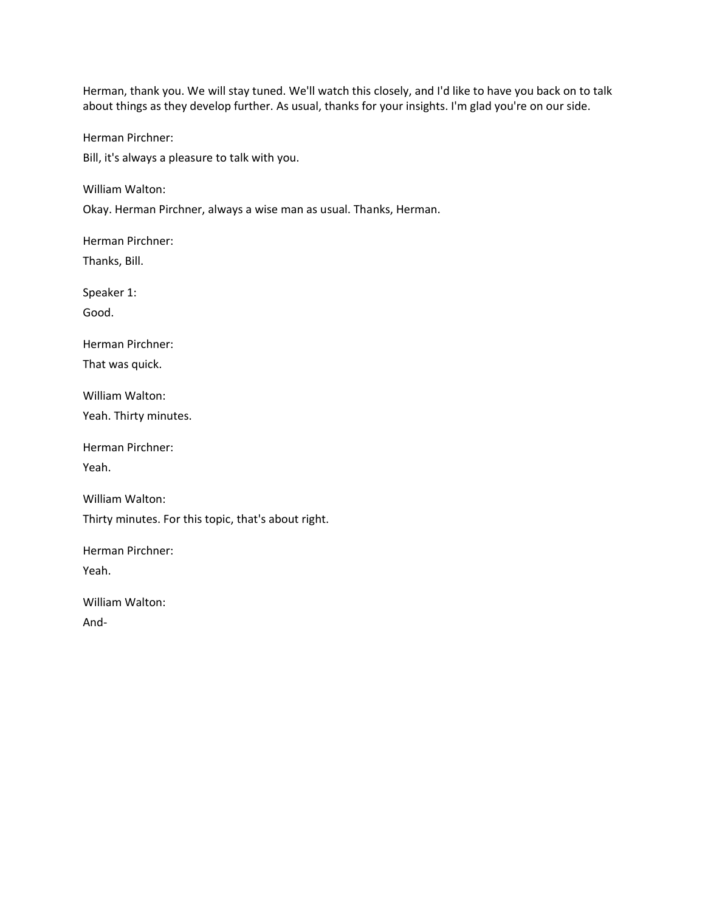Herman, thank you. We will stay tuned. We'll watch this closely, and I'd like to have you back on to talk about things as they develop further. As usual, thanks for your insights. I'm glad you're on our side.

Herman Pirchner:

Bill, it's always a pleasure to talk with you.

William Walton:

Okay. Herman Pirchner, always a wise man as usual. Thanks, Herman.

Herman Pirchner:

Thanks, Bill.

Speaker 1:

Good.

Herman Pirchner:

That was quick.

William Walton:

Yeah. Thirty minutes.

Herman Pirchner:

Yeah.

William Walton:

Thirty minutes. For this topic, that's about right.

Herman Pirchner:

Yeah.

William Walton:

And-